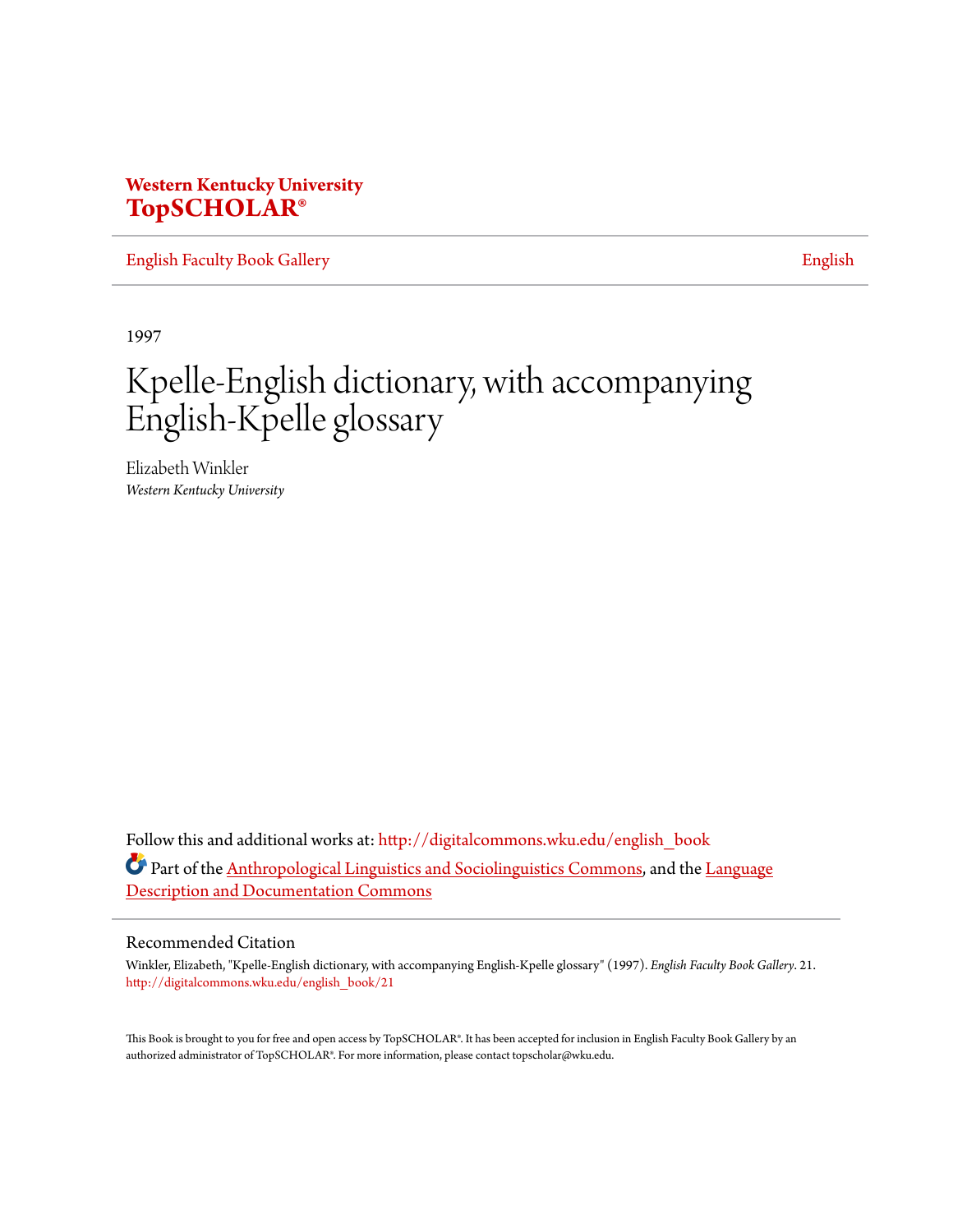**Western Kentucky University**
**TopSCHOLAR®**

English Faculty Book Gallery | English

1997

# Kpelle-English dictionary, with accompanying English-Kpelle glossary

Elizabeth Winkler
*Western Kentucky University*

Follow this and additional works at: http://digitalcommons.wku.edu/english_book

Part of the Anthropological Linguistics and Sociolinguistics Commons, and the Language Description and Documentation Commons

## Recommended Citation

Winkler, Elizabeth, "Kpelle-English dictionary, with accompanying English-Kpelle glossary" (1997). *English Faculty Book Gallery*. 21.
http://digitalcommons.wku.edu/english_book/21

This Book is brought to you for free and open access by TopSCHOLAR®. It has been accepted for inclusion in English Faculty Book Gallery by an authorized administrator of TopSCHOLAR®. For more information, please contact topscholar@wku.edu.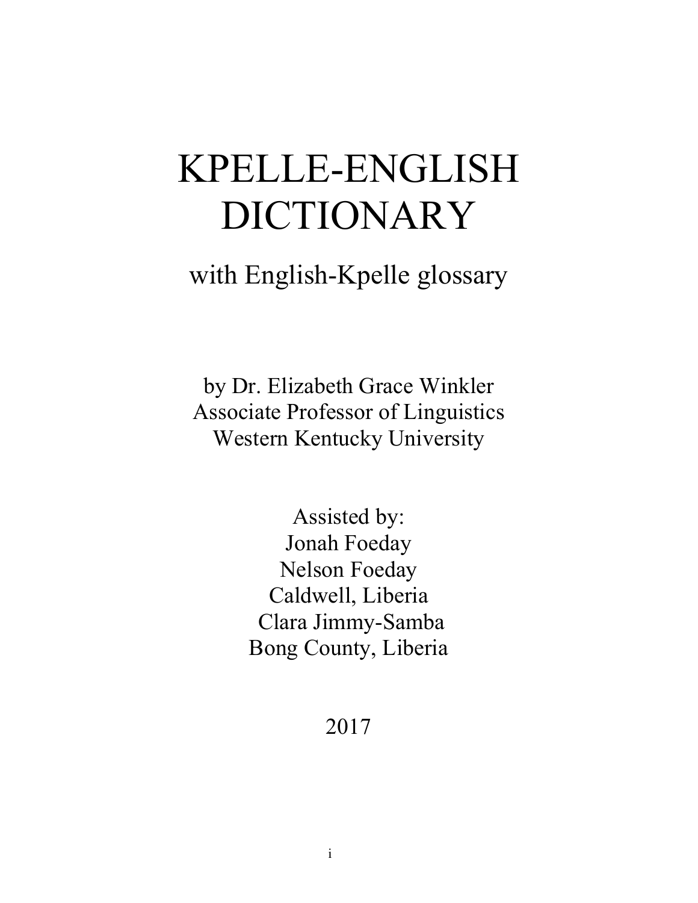# KPELLE-ENGLISH DICTIONARY

with English-Kpelle glossary

by Dr. Elizabeth Grace Winkler
Associate Professor of Linguistics
Western Kentucky University

Assisted by:
Jonah Foeday
Nelson Foeday
Caldwell, Liberia
Clara Jimmy-Samba
Bong County, Liberia

2017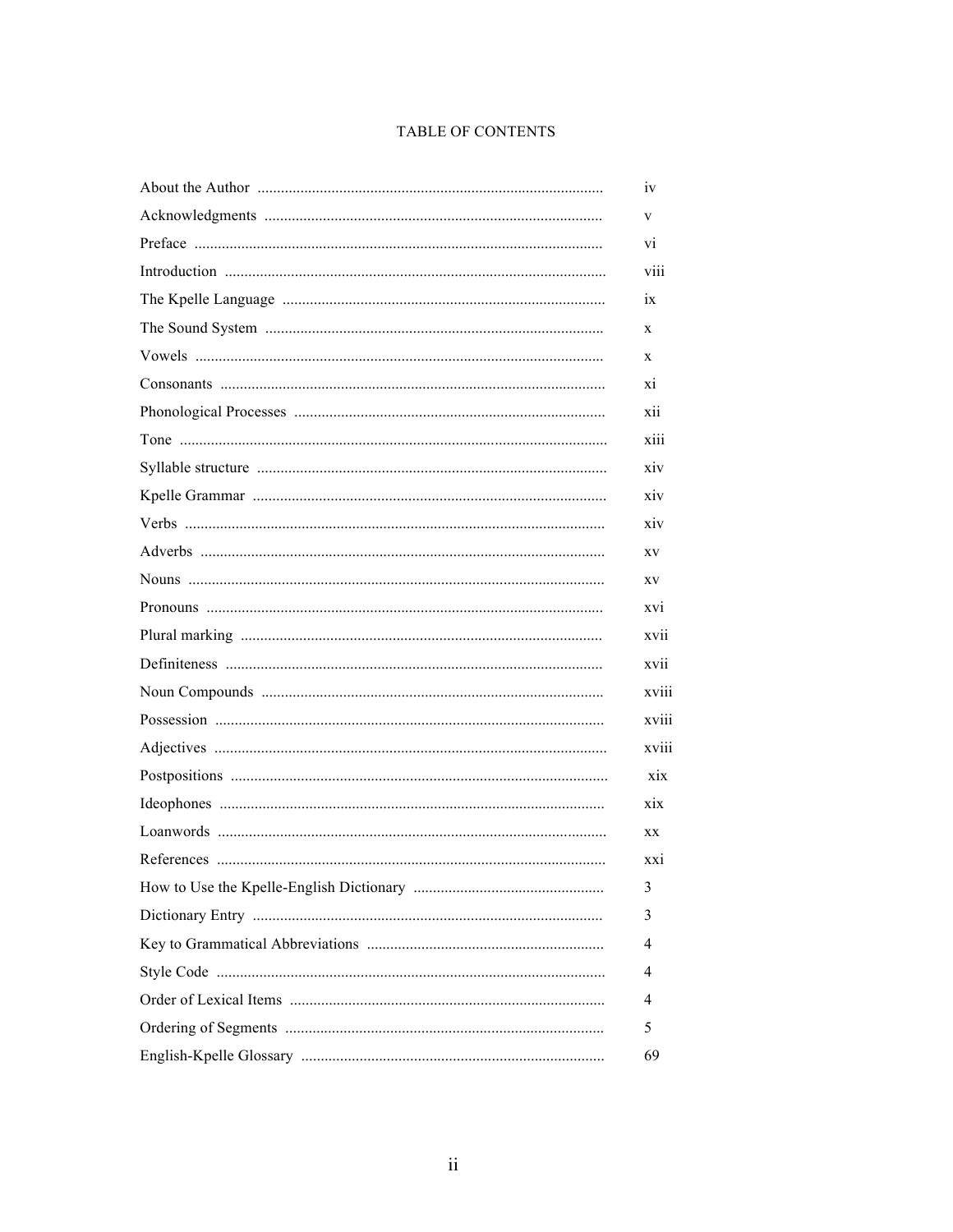# TABLE OF CONTENTS

| | |
|---|---|
| About the Author | iv |
| Acknowledgments | v |
| Preface | vi |
| Introduction | viii |
| The Kpelle Language | ix |
| The Sound System | x |
| Vowels | x |
| Consonants | xi |
| Phonological Processes | xii |
| Tone | xiii |
| Syllable structure | xiv |
| Kpelle Grammar | xiv |
| Verbs | xiv |
| Adverbs | xv |
| Nouns | xv |
| Pronouns | xvi |
| Plural marking | xvii |
| Definiteness | xvii |
| Noun Compounds | xviii |
| Possession | xviii |
| Adjectives | xviii |
| Postpositions | xix |
| Ideophones | xix |
| Loanwords | xx |
| References | xxi |
| How to Use the Kpelle-English Dictionary | 3 |
| Dictionary Entry | 3 |
| Key to Grammatical Abbreviations | 4 |
| Style Code | 4 |
| Order of Lexical Items | 4 |
| Ordering of Segments | 5 |
| English-Kpelle Glossary | 69 |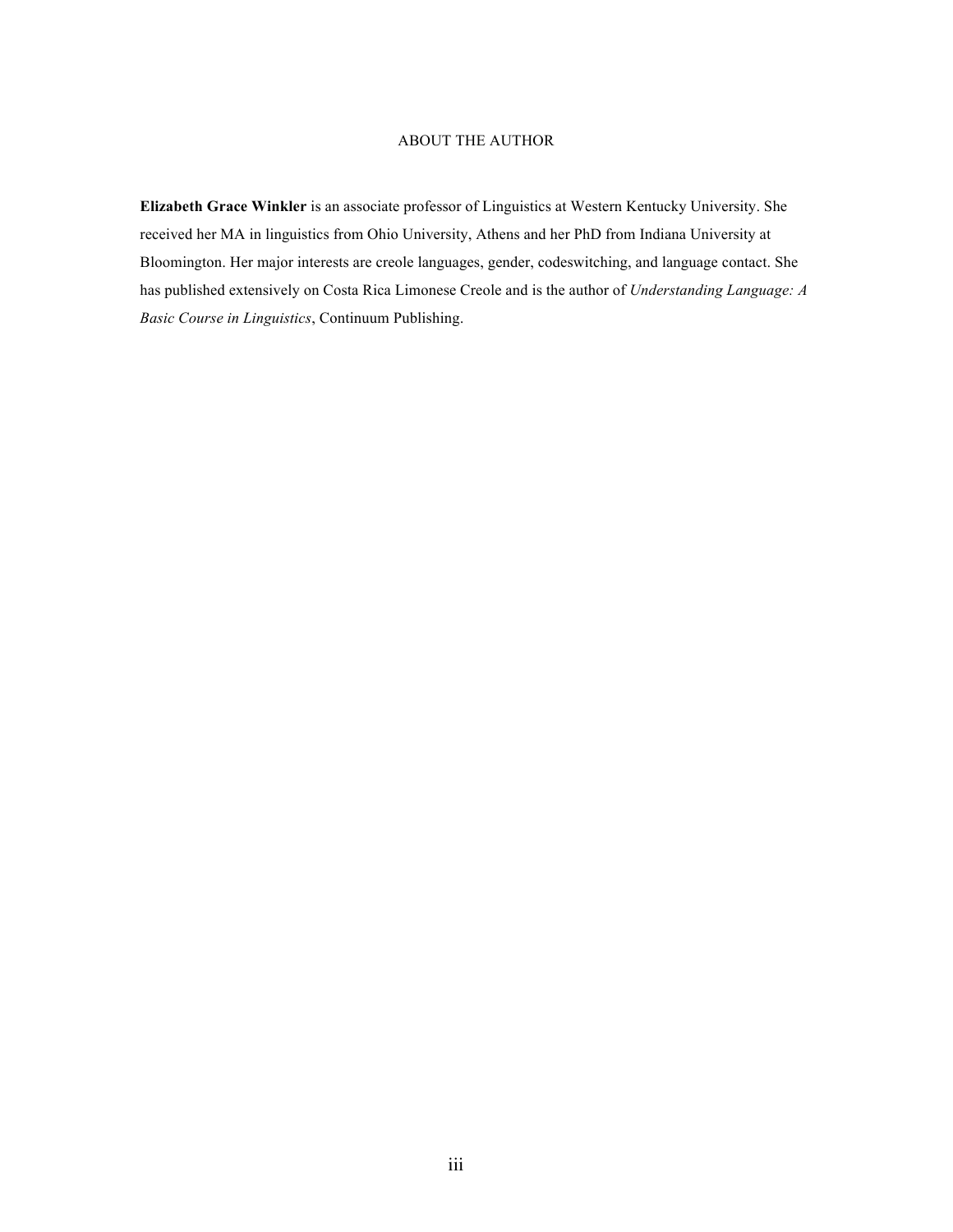# ABOUT THE AUTHOR

**Elizabeth Grace Winkler** is an associate professor of Linguistics at Western Kentucky University. She received her MA in linguistics from Ohio University, Athens and her PhD from Indiana University at Bloomington. Her major interests are creole languages, gender, codeswitching, and language contact. She has published extensively on Costa Rica Limonese Creole and is the author of *Understanding Language: A Basic Course in Linguistics*, Continuum Publishing.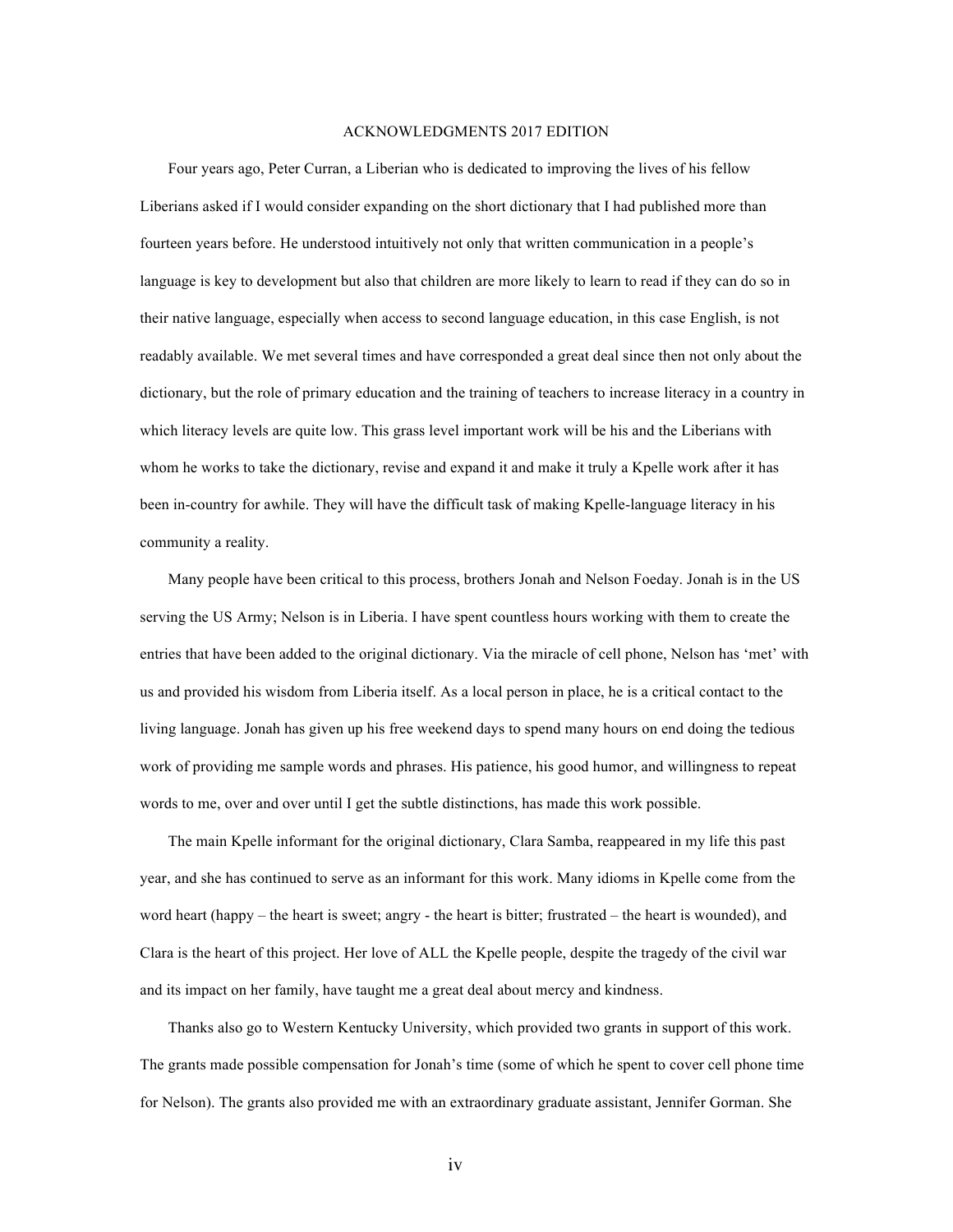# ACKNOWLEDGMENTS 2017 EDITION

Four years ago, Peter Curran, a Liberian who is dedicated to improving the lives of his fellow Liberians asked if I would consider expanding on the short dictionary that I had published more than fourteen years before. He understood intuitively not only that written communication in a people's language is key to development but also that children are more likely to learn to read if they can do so in their native language, especially when access to second language education, in this case English, is not readably available. We met several times and have corresponded a great deal since then not only about the dictionary, but the role of primary education and the training of teachers to increase literacy in a country in which literacy levels are quite low. This grass level important work will be his and the Liberians with whom he works to take the dictionary, revise and expand it and make it truly a Kpelle work after it has been in-country for awhile. They will have the difficult task of making Kpelle-language literacy in his community a reality.

Many people have been critical to this process, brothers Jonah and Nelson Foeday. Jonah is in the US serving the US Army; Nelson is in Liberia. I have spent countless hours working with them to create the entries that have been added to the original dictionary. Via the miracle of cell phone, Nelson has 'met' with us and provided his wisdom from Liberia itself. As a local person in place, he is a critical contact to the living language. Jonah has given up his free weekend days to spend many hours on end doing the tedious work of providing me sample words and phrases. His patience, his good humor, and willingness to repeat words to me, over and over until I get the subtle distinctions, has made this work possible.

The main Kpelle informant for the original dictionary, Clara Samba, reappeared in my life this past year, and she has continued to serve as an informant for this work. Many idioms in Kpelle come from the word heart (happy – the heart is sweet; angry - the heart is bitter; frustrated – the heart is wounded), and Clara is the heart of this project. Her love of ALL the Kpelle people, despite the tragedy of the civil war and its impact on her family, have taught me a great deal about mercy and kindness.

Thanks also go to Western Kentucky University, which provided two grants in support of this work. The grants made possible compensation for Jonah's time (some of which he spent to cover cell phone time for Nelson). The grants also provided me with an extraordinary graduate assistant, Jennifer Gorman. She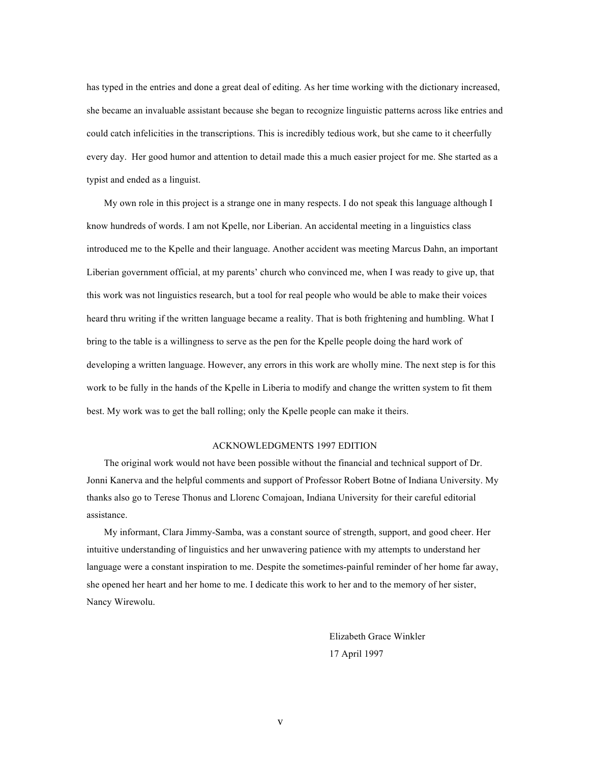has typed in the entries and done a great deal of editing. As her time working with the dictionary increased, she became an invaluable assistant because she began to recognize linguistic patterns across like entries and could catch infelicities in the transcriptions. This is incredibly tedious work, but she came to it cheerfully every day. Her good humor and attention to detail made this a much easier project for me. She started as a typist and ended as a linguist.

My own role in this project is a strange one in many respects. I do not speak this language although I know hundreds of words. I am not Kpelle, nor Liberian. An accidental meeting in a linguistics class introduced me to the Kpelle and their language. Another accident was meeting Marcus Dahn, an important Liberian government official, at my parents' church who convinced me, when I was ready to give up, that this work was not linguistics research, but a tool for real people who would be able to make their voices heard thru writing if the written language became a reality. That is both frightening and humbling. What I bring to the table is a willingness to serve as the pen for the Kpelle people doing the hard work of developing a written language. However, any errors in this work are wholly mine. The next step is for this work to be fully in the hands of the Kpelle in Liberia to modify and change the written system to fit them best. My work was to get the ball rolling; only the Kpelle people can make it theirs.

## ACKNOWLEDGMENTS 1997 EDITION

The original work would not have been possible without the financial and technical support of Dr. Jonni Kanerva and the helpful comments and support of Professor Robert Botne of Indiana University. My thanks also go to Terese Thonus and Llorenc Comajoan, Indiana University for their careful editorial assistance.

My informant, Clara Jimmy-Samba, was a constant source of strength, support, and good cheer. Her intuitive understanding of linguistics and her unwavering patience with my attempts to understand her language were a constant inspiration to me. Despite the sometimes-painful reminder of her home far away, she opened her heart and her home to me. I dedicate this work to her and to the memory of her sister, Nancy Wirewolu.

Elizabeth Grace Winkler
17 April 1997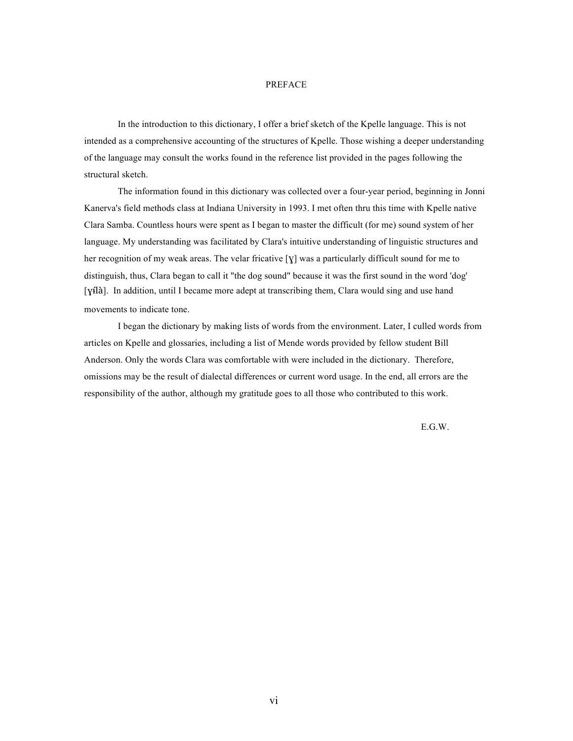# PREFACE

In the introduction to this dictionary, I offer a brief sketch of the Kpelle language. This is not intended as a comprehensive accounting of the structures of Kpelle. Those wishing a deeper understanding of the language may consult the works found in the reference list provided in the pages following the structural sketch.

The information found in this dictionary was collected over a four-year period, beginning in Jonni Kanerva's field methods class at Indiana University in 1993. I met often thru this time with Kpelle native Clara Samba. Countless hours were spent as I began to master the difficult (for me) sound system of her language. My understanding was facilitated by Clara's intuitive understanding of linguistic structures and her recognition of my weak areas. The velar fricative [ɣ] was a particularly difficult sound for me to distinguish, thus, Clara began to call it "the dog sound" because it was the first sound in the word 'dog' [ɣɨ́là]. In addition, until I became more adept at transcribing them, Clara would sing and use hand movements to indicate tone.

I began the dictionary by making lists of words from the environment. Later, I culled words from articles on Kpelle and glossaries, including a list of Mende words provided by fellow student Bill Anderson. Only the words Clara was comfortable with were included in the dictionary. Therefore, omissions may be the result of dialectal differences or current word usage. In the end, all errors are the responsibility of the author, although my gratitude goes to all those who contributed to this work.

E.G.W.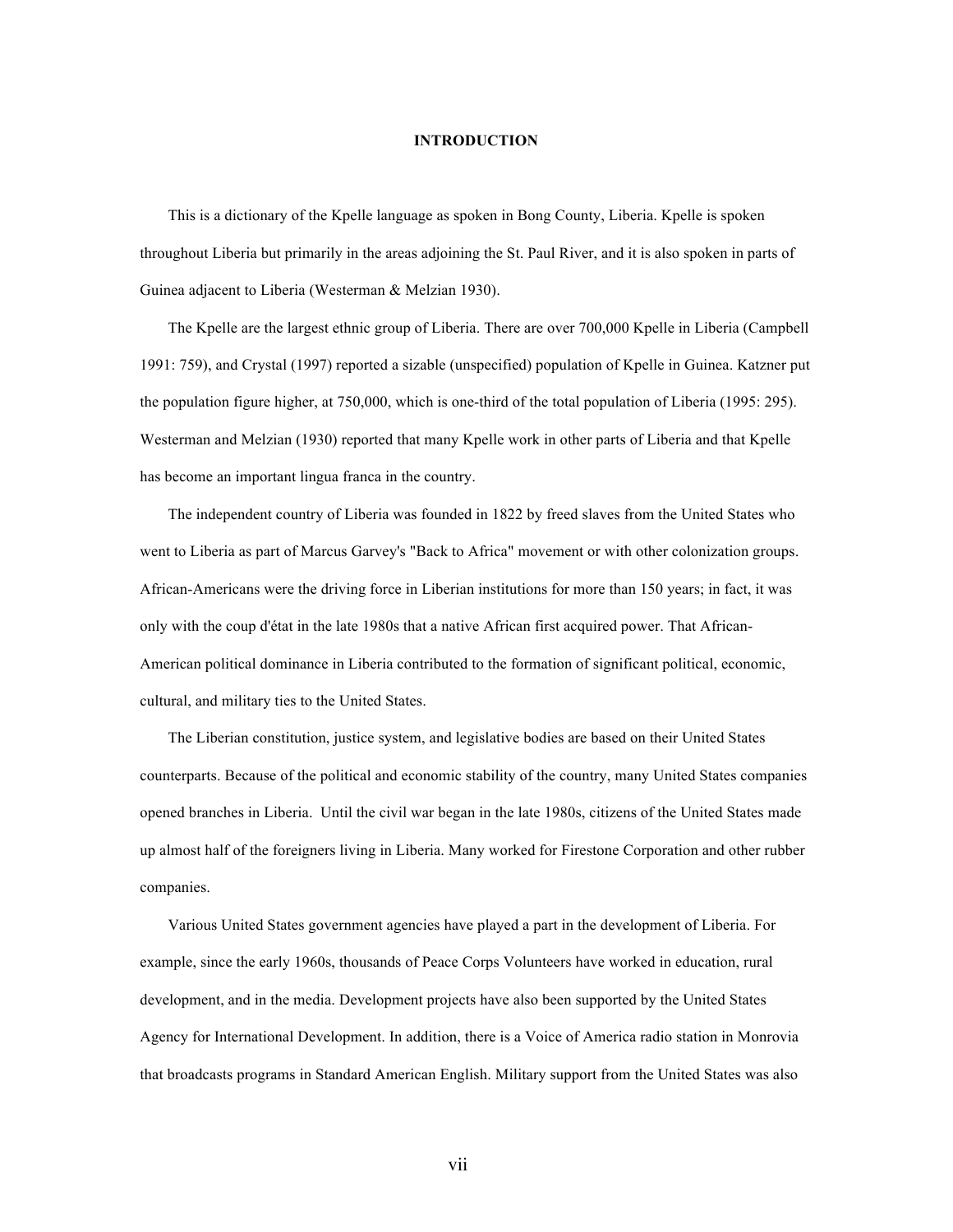# INTRODUCTION

This is a dictionary of the Kpelle language as spoken in Bong County, Liberia. Kpelle is spoken throughout Liberia but primarily in the areas adjoining the St. Paul River, and it is also spoken in parts of Guinea adjacent to Liberia (Westerman & Melzian 1930).

The Kpelle are the largest ethnic group of Liberia. There are over 700,000 Kpelle in Liberia (Campbell 1991: 759), and Crystal (1997) reported a sizable (unspecified) population of Kpelle in Guinea. Katzner put the population figure higher, at 750,000, which is one-third of the total population of Liberia (1995: 295). Westerman and Melzian (1930) reported that many Kpelle work in other parts of Liberia and that Kpelle has become an important lingua franca in the country.

The independent country of Liberia was founded in 1822 by freed slaves from the United States who went to Liberia as part of Marcus Garvey's "Back to Africa" movement or with other colonization groups. African-Americans were the driving force in Liberian institutions for more than 150 years; in fact, it was only with the coup d'état in the late 1980s that a native African first acquired power. That African-American political dominance in Liberia contributed to the formation of significant political, economic, cultural, and military ties to the United States.

The Liberian constitution, justice system, and legislative bodies are based on their United States counterparts. Because of the political and economic stability of the country, many United States companies opened branches in Liberia. Until the civil war began in the late 1980s, citizens of the United States made up almost half of the foreigners living in Liberia. Many worked for Firestone Corporation and other rubber companies.

Various United States government agencies have played a part in the development of Liberia. For example, since the early 1960s, thousands of Peace Corps Volunteers have worked in education, rural development, and in the media. Development projects have also been supported by the United States Agency for International Development. In addition, there is a Voice of America radio station in Monrovia that broadcasts programs in Standard American English. Military support from the United States was also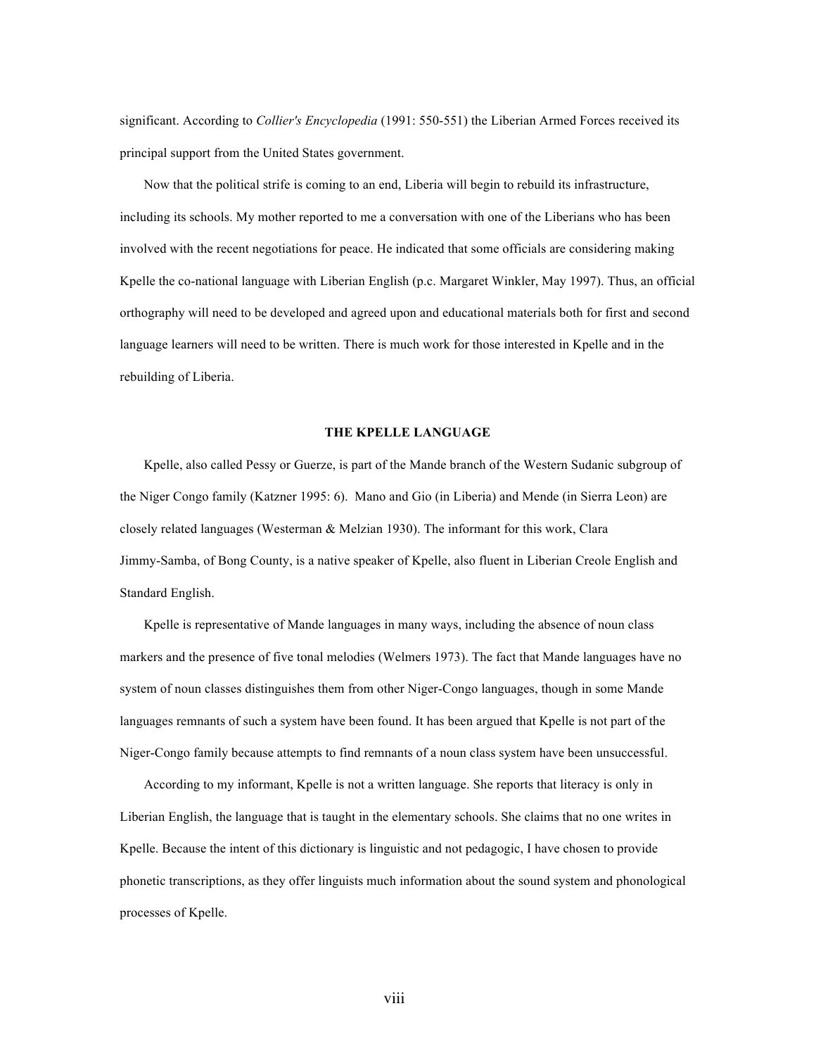significant. According to *Collier's Encyclopedia* (1991: 550-551) the Liberian Armed Forces received its principal support from the United States government.

Now that the political strife is coming to an end, Liberia will begin to rebuild its infrastructure, including its schools. My mother reported to me a conversation with one of the Liberians who has been involved with the recent negotiations for peace. He indicated that some officials are considering making Kpelle the co-national language with Liberian English (p.c. Margaret Winkler, May 1997). Thus, an official orthography will need to be developed and agreed upon and educational materials both for first and second language learners will need to be written. There is much work for those interested in Kpelle and in the rebuilding of Liberia.

## THE KPELLE LANGUAGE

Kpelle, also called Pessy or Guerze, is part of the Mande branch of the Western Sudanic subgroup of the Niger Congo family (Katzner 1995: 6). Mano and Gio (in Liberia) and Mende (in Sierra Leon) are closely related languages (Westerman & Melzian 1930). The informant for this work, Clara Jimmy-Samba, of Bong County, is a native speaker of Kpelle, also fluent in Liberian Creole English and Standard English.

Kpelle is representative of Mande languages in many ways, including the absence of noun class markers and the presence of five tonal melodies (Welmers 1973). The fact that Mande languages have no system of noun classes distinguishes them from other Niger-Congo languages, though in some Mande languages remnants of such a system have been found. It has been argued that Kpelle is not part of the Niger-Congo family because attempts to find remnants of a noun class system have been unsuccessful.

According to my informant, Kpelle is not a written language. She reports that literacy is only in Liberian English, the language that is taught in the elementary schools. She claims that no one writes in Kpelle. Because the intent of this dictionary is linguistic and not pedagogic, I have chosen to provide phonetic transcriptions, as they offer linguists much information about the sound system and phonological processes of Kpelle.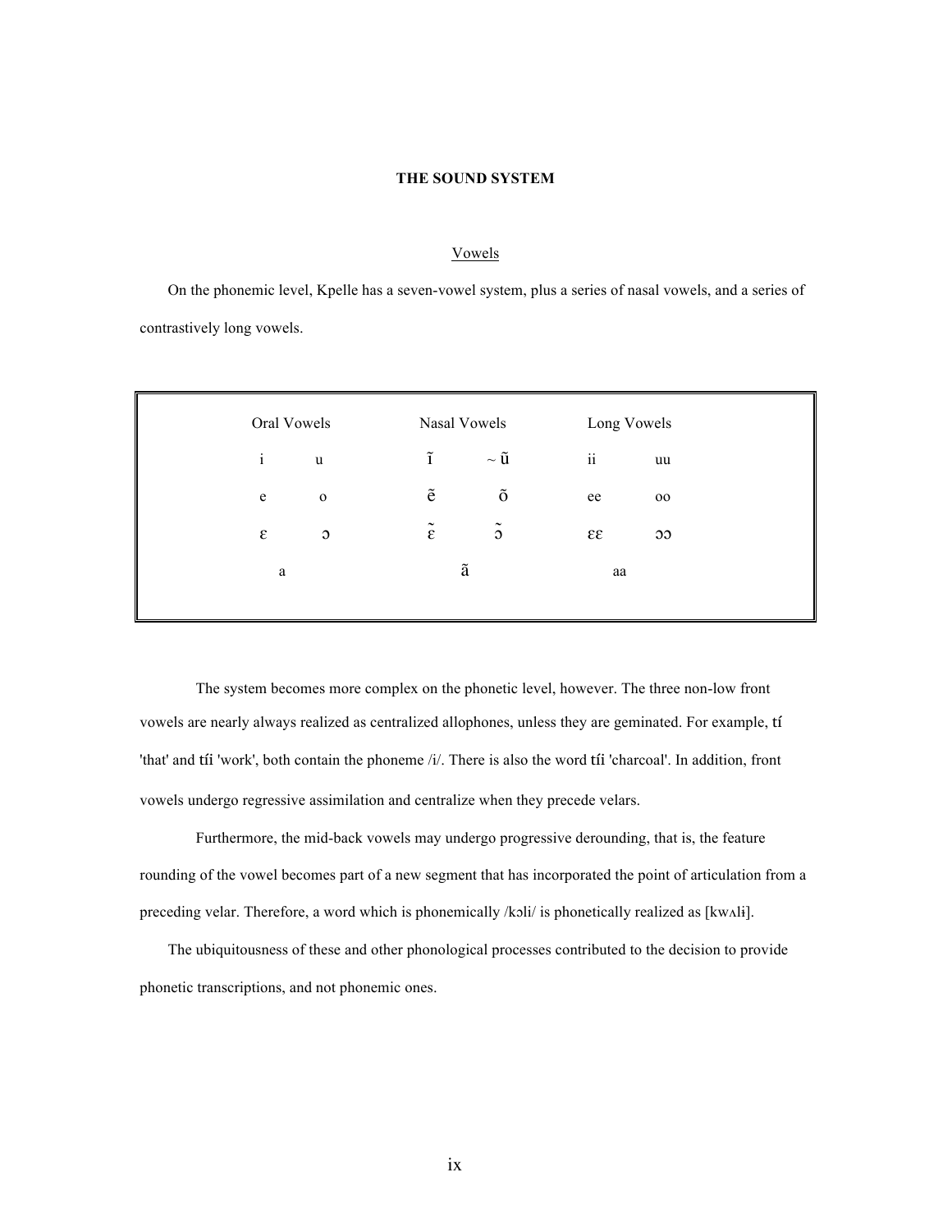# THE SOUND SYSTEM

## Vowels

On the phonemic level, Kpelle has a seven-vowel system, plus a series of nasal vowels, and a series of contrastively long vowels.

| Oral Vowels | | Nasal Vowels | | Long Vowels | |
|---|---|---|---|---|---|
| i | u | ĩ | ~ ũ | ii | uu |
| e | o | ẽ | õ | ee | oo |
| ɛ | ɔ | ɛ̃ | ɔ̃ | ɛɛ | ɔɔ |
| a | | ã | | aa | |

The system becomes more complex on the phonetic level, however. The three non-low front vowels are nearly always realized as centralized allophones, unless they are geminated. For example, tí 'that' and tíi 'work', both contain the phoneme /i/. There is also the word tíi 'charcoal'. In addition, front vowels undergo regressive assimilation and centralize when they precede velars.

Furthermore, the mid-back vowels may undergo progressive derounding, that is, the feature rounding of the vowel becomes part of a new segment that has incorporated the point of articulation from a preceding velar. Therefore, a word which is phonemically /kɔli/ is phonetically realized as [kwʌlɨ].

The ubiquitousness of these and other phonological processes contributed to the decision to provide phonetic transcriptions, and not phonemic ones.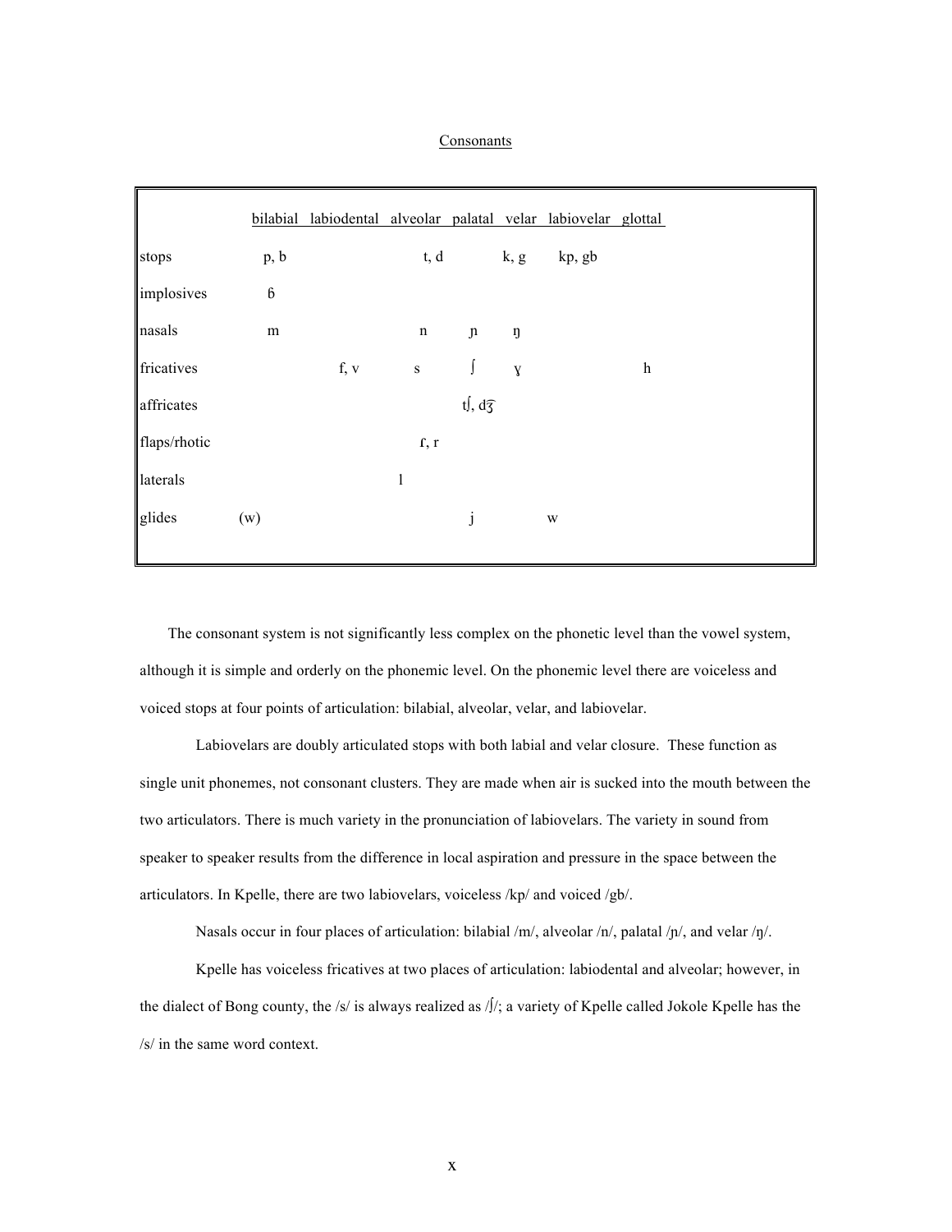Consonants

| | bilabial | labiodental | alveolar | palatal | velar | labiovelar | glottal |
|---|---|---|---|---|---|---|---|
| stops | p, b | | t, d | | k, g | kp, gb | |
| implosives | ɓ | | | | | | |
| nasals | m | | n | ɲ | ŋ | | |
| fricatives | | f, v | s | ʃ | ɣ | | h |
| affricates | | | | tʃ, d͡ʒ | | | |
| flaps/rhotic | | | ɾ, r | | | | |
| laterals | | | l | | | | |
| glides | (w) | | | j | | w | |

The consonant system is not significantly less complex on the phonetic level than the vowel system, although it is simple and orderly on the phonemic level. On the phonemic level there are voiceless and voiced stops at four points of articulation: bilabial, alveolar, velar, and labiovelar.

Labiovelars are doubly articulated stops with both labial and velar closure. These function as single unit phonemes, not consonant clusters. They are made when air is sucked into the mouth between the two articulators. There is much variety in the pronunciation of labiovelars. The variety in sound from speaker to speaker results from the difference in local aspiration and pressure in the space between the articulators. In Kpelle, there are two labiovelars, voiceless /kp/ and voiced /gb/.

Nasals occur in four places of articulation: bilabial /m/, alveolar /n/, palatal /ɲ/, and velar /ŋ/.

Kpelle has voiceless fricatives at two places of articulation: labiodental and alveolar; however, in the dialect of Bong county, the /s/ is always realized as /ʃ/; a variety of Kpelle called Jokole Kpelle has the /s/ in the same word context.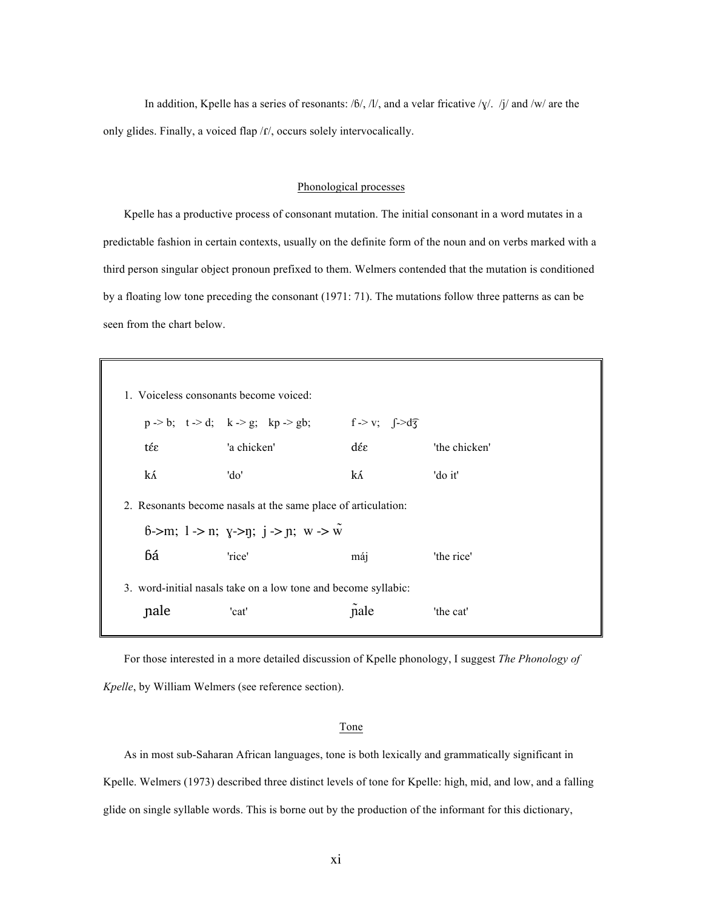In addition, Kpelle has a series of resonants: /ɓ/, /l/, and a velar fricative /ɣ/. /j/ and /w/ are the only glides. Finally, a voiced flap /ɾ/, occurs solely intervocalically.

## Phonological processes

Kpelle has a productive process of consonant mutation. The initial consonant in a word mutates in a predictable fashion in certain contexts, usually on the definite form of the noun and on verbs marked with a third person singular object pronoun prefixed to them. Welmers contended that the mutation is conditioned by a floating low tone preceding the consonant (1971: 71). The mutations follow three patterns as can be seen from the chart below.

1. Voiceless consonants become voiced:

   p -> b; t -> d; k -> g; kp -> gb; f -> v; ʃ->d͡ʒ

   | | | | |
   |---|---|---|---|
   | tɛ́ɛ | 'a chicken' | ɗɛ́ɛ | 'the chicken' |
   | kʌ́ | 'do' | kʌ́ | 'do it' |

2. Resonants become nasals at the same place of articulation:

   ɓ->m; l -> n; ɣ->ŋ; j -> ɲ; w -> w̃

   | | | | |
   |---|---|---|---|
   | ɓá | 'rice' | máj | 'the rice' |

3. word-initial nasals take on a low tone and become syllabic:

   | | | | |
   |---|---|---|---|
   | ɲale | 'cat' | ɲ̀ale | 'the cat' |

For those interested in a more detailed discussion of Kpelle phonology, I suggest *The Phonology of Kpelle*, by William Welmers (see reference section).

## Tone

As in most sub-Saharan African languages, tone is both lexically and grammatically significant in Kpelle. Welmers (1973) described three distinct levels of tone for Kpelle: high, mid, and low, and a falling glide on single syllable words. This is borne out by the production of the informant for this dictionary,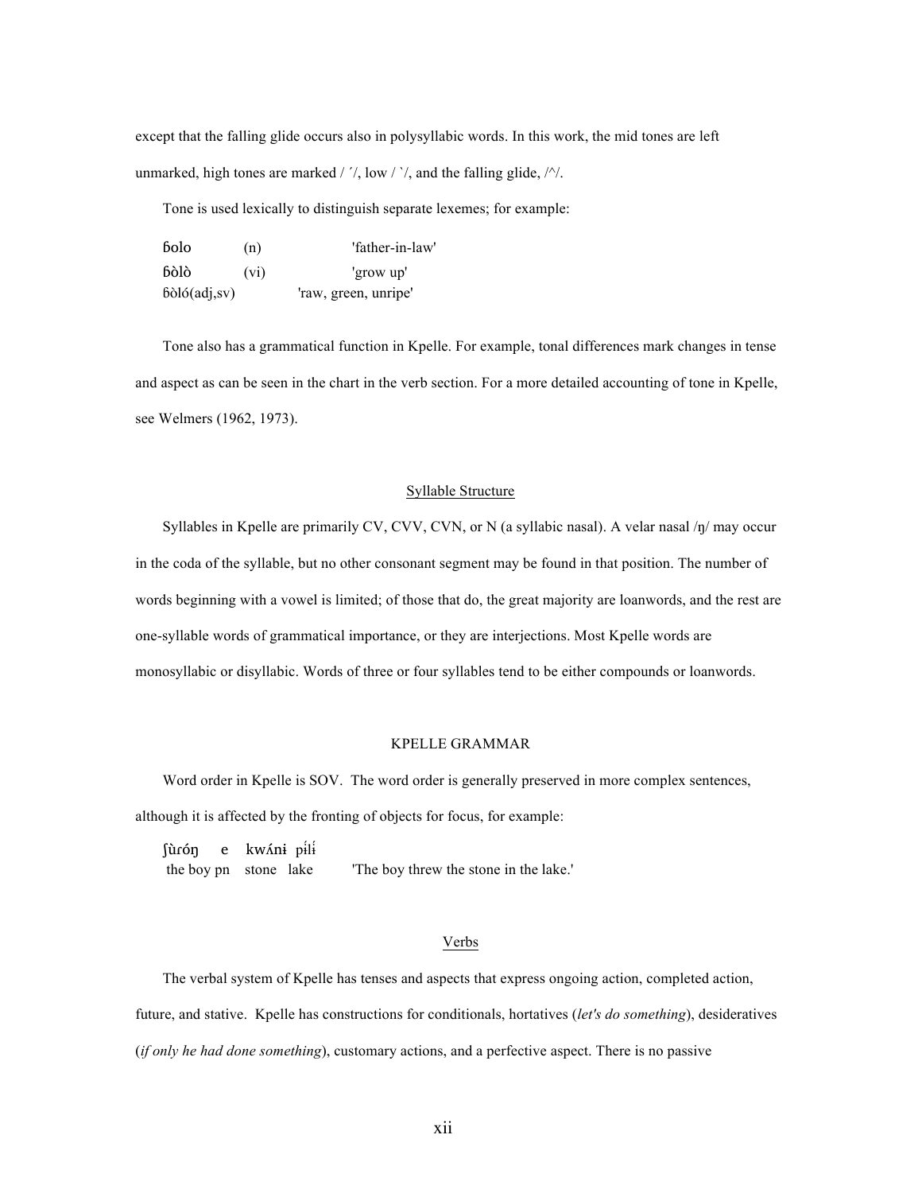except that the falling glide occurs also in polysyllabic words. In this work, the mid tones are left unmarked, high tones are marked / ´/, low / `/, and the falling glide, /^/.

Tone is used lexically to distinguish separate lexemes; for example:

| | | |
|---|---|---|
| ɓolo | (n) | 'father-in-law' |
| ɓòlò | (vi) | 'grow up' |
| ɓòló(adj,sv) | | 'raw, green, unripe' |

Tone also has a grammatical function in Kpelle. For example, tonal differences mark changes in tense and aspect as can be seen in the chart in the verb section. For a more detailed accounting of tone in Kpelle, see Welmers (1962, 1973).

## Syllable Structure

Syllables in Kpelle are primarily CV, CVV, CVN, or N (a syllabic nasal). A velar nasal /ŋ/ may occur in the coda of the syllable, but no other consonant segment may be found in that position. The number of words beginning with a vowel is limited; of those that do, the great majority are loanwords, and the rest are one-syllable words of grammatical importance, or they are interjections. Most Kpelle words are monosyllabic or disyllabic. Words of three or four syllables tend to be either compounds or loanwords.

# KPELLE GRAMMAR

Word order in Kpelle is SOV. The word order is generally preserved in more complex sentences, although it is affected by the fronting of objects for focus, for example:

ʃùɾóŋ e kwʌ́nɨ pɨ́lɨ́
the boy pn stone lake 'The boy threw the stone in the lake.'

## Verbs

The verbal system of Kpelle has tenses and aspects that express ongoing action, completed action, future, and stative. Kpelle has constructions for conditionals, hortatives (*let's do something*), desideratives (*if only he had done something*), customary actions, and a perfective aspect. There is no passive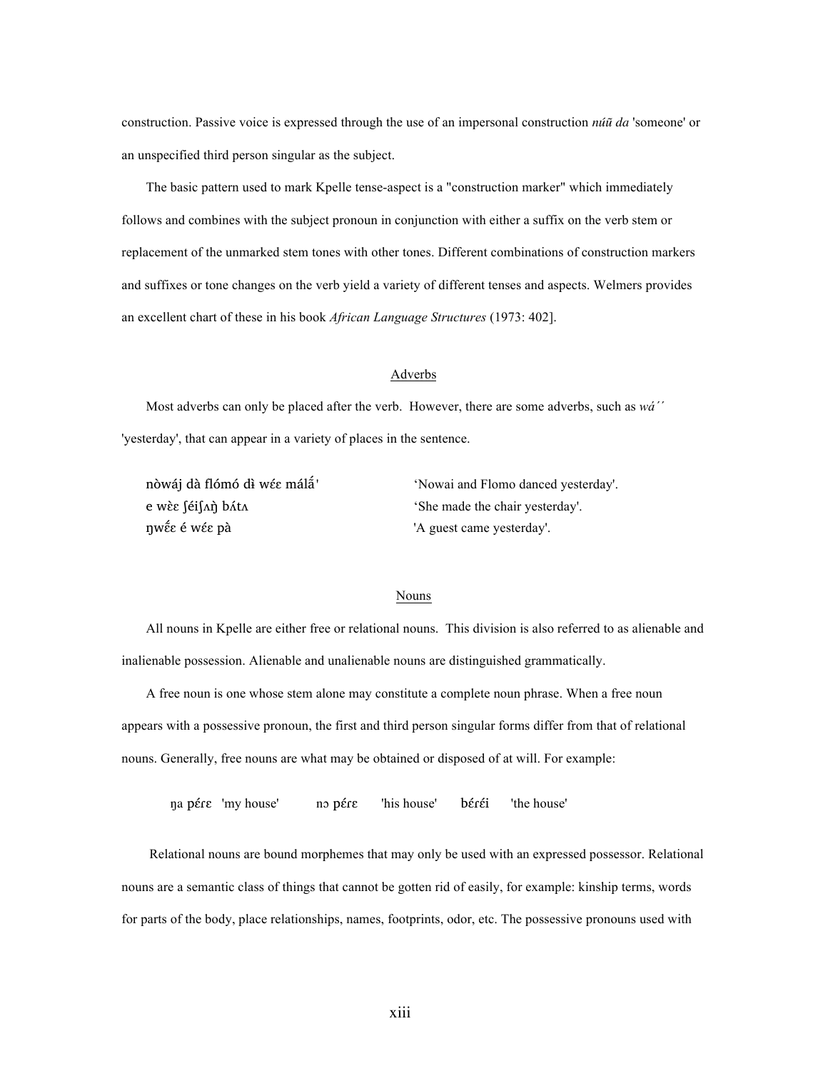construction. Passive voice is expressed through the use of an impersonal construction *núũ da* 'someone' or an unspecified third person singular as the subject.

The basic pattern used to mark Kpelle tense-aspect is a "construction marker" which immediately follows and combines with the subject pronoun in conjunction with either a suffix on the verb stem or replacement of the unmarked stem tones with other tones. Different combinations of construction markers and suffixes or tone changes on the verb yield a variety of different tenses and aspects. Welmers provides an excellent chart of these in his book *African Language Structures* (1973: 402].

## Adverbs

Most adverbs can only be placed after the verb. However, there are some adverbs, such as *wá´´* 'yesterday', that can appear in a variety of places in the sentence.

| | |
|---|---|
| nòwáj dà flómó dɨ̀ wɛ́ɛ málã́' | 'Nowai and Flomo danced yesterday'. |
| e wɛ̀ɛ ʃéiʃʌŋ̀ bʌ́tʌ | 'She made the chair yesterday'. |
| ŋwɛ̃́ɛ é wɛ́ɛ pà | 'A guest came yesterday'. |

## Nouns

All nouns in Kpelle are either free or relational nouns. This division is also referred to as alienable and inalienable possession. Alienable and unalienable nouns are distinguished grammatically.

A free noun is one whose stem alone may constitute a complete noun phrase. When a free noun appears with a possessive pronoun, the first and third person singular forms differ from that of relational nouns. Generally, free nouns are what may be obtained or disposed of at will. For example:

ŋa pɛ́ɾɛ 'my house' nɔ pɛ́ɾɛ 'his house' ɓɛ́ɾɛ́i 'the house'

Relational nouns are bound morphemes that may only be used with an expressed possessor. Relational nouns are a semantic class of things that cannot be gotten rid of easily, for example: kinship terms, words for parts of the body, place relationships, names, footprints, odor, etc. The possessive pronouns used with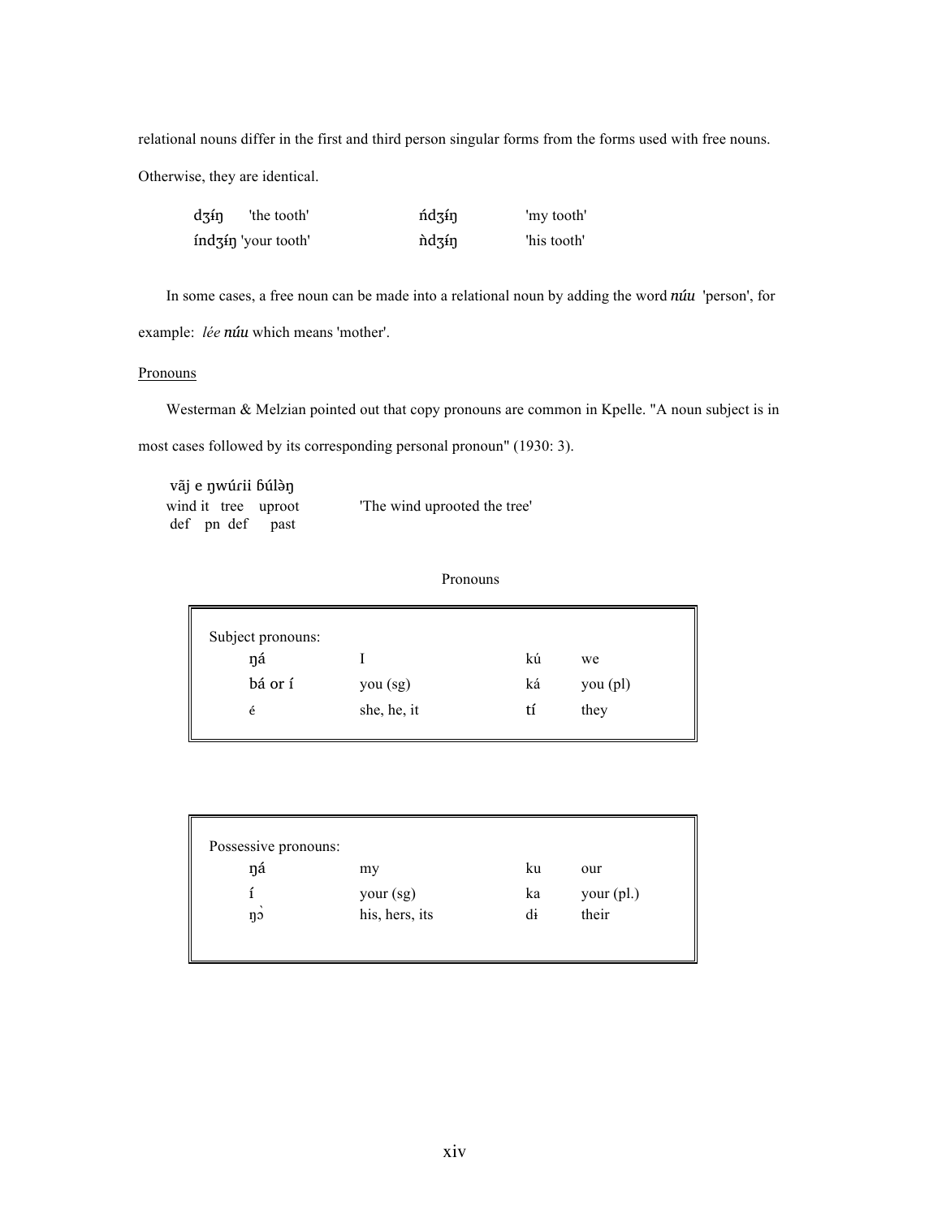relational nouns differ in the first and third person singular forms from the forms used with free nouns. Otherwise, they are identical.

| | | | |
|---|---|---|---|
| dʒíŋ | 'the tooth' | ńdʒíŋ | 'my tooth' |
| índʒíŋ | 'your tooth' | ǹdʒíŋ | 'his tooth' |

In some cases, a free noun can be made into a relational noun by adding the word *núu* 'person', for example: *lée núu* which means 'mother'.

Pronouns

Westerman & Melzian pointed out that copy pronouns are common in Kpelle. "A noun subject is in most cases followed by its corresponding personal pronoun" (1930: 3).

```
vãj e ŋwúrii ɓúlə̀ŋ
wind it  tree   uproot          'The wind uprooted the tree'
 def   pn  def    past
```

Pronouns

| Subject pronouns: | | | |
|---|---|---|---|
| ŋá | I | kú | we |
| bá or í | you (sg) | ká | you (pl) |
| é | she, he, it | tí | they |

| Possessive pronouns: | | | |
|---|---|---|---|
| ŋá | my | ku | our |
| í | your (sg) | ka | your (pl.) |
| ŋɔ̀ | his, hers, its | dɨ | their |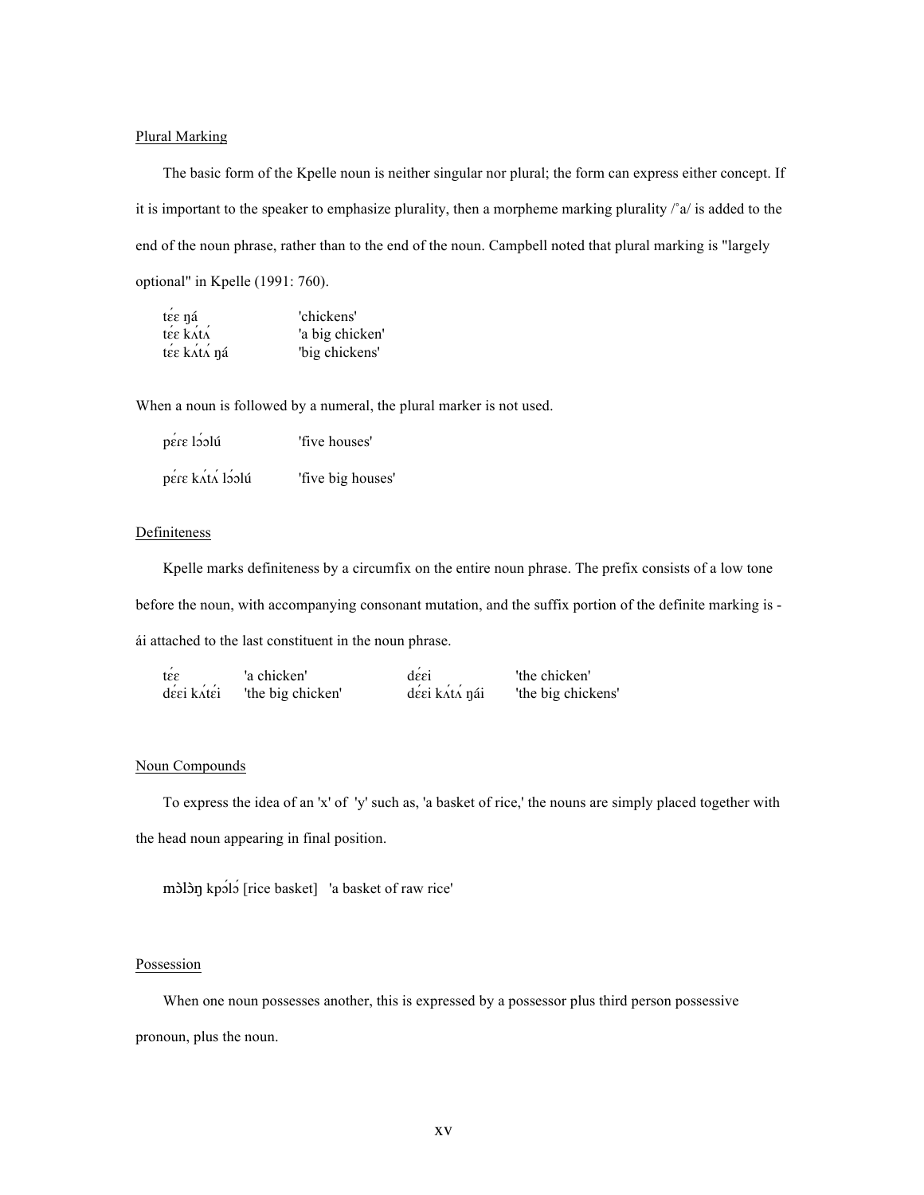Plural Marking

The basic form of the Kpelle noun is neither singular nor plural; the form can express either concept. If it is important to the speaker to emphasize plurality, then a morpheme marking plurality /˚a/ is added to the end of the noun phrase, rather than to the end of the noun. Campbell noted that plural marking is "largely optional" in Kpelle (1991: 760).

| | |
|---|---|
| tɛ́ɛ ŋá | 'chickens' |
| tɛ́ɛ kʌ́tʌ́ | 'a big chicken' |
| tɛ́ɛ kʌ́tʌ́ ŋá | 'big chickens' |

When a noun is followed by a numeral, the plural marker is not used.

| | |
|---|---|
| pɛ́rɛ lɔ́ɔlú | 'five houses' |
| pɛ́rɛ kʌ́tʌ́ lɔ́ɔlú | 'five big houses' |

Definiteness

Kpelle marks definiteness by a circumfix on the entire noun phrase. The prefix consists of a low tone before the noun, with accompanying consonant mutation, and the suffix portion of the definite marking is -ái attached to the last constituent in the noun phrase.

| | | | |
|---|---|---|---|
| tɛ́ɛ | 'a chicken' | dɛ́ɛi | 'the chicken' |
| dɛ́ɛi kʌ́tɛ́i | 'the big chicken' | dɛ́ɛi kʌ́tʌ́ ŋái | 'the big chickens' |

Noun Compounds

To express the idea of an 'x' of 'y' such as, 'a basket of rice,' the nouns are simply placed together with the head noun appearing in final position.

mɔ̀lɔ̀ŋ kpɔ́lɔ́ [rice basket] 'a basket of raw rice'

Possession

When one noun possesses another, this is expressed by a possessor plus third person possessive pronoun, plus the noun.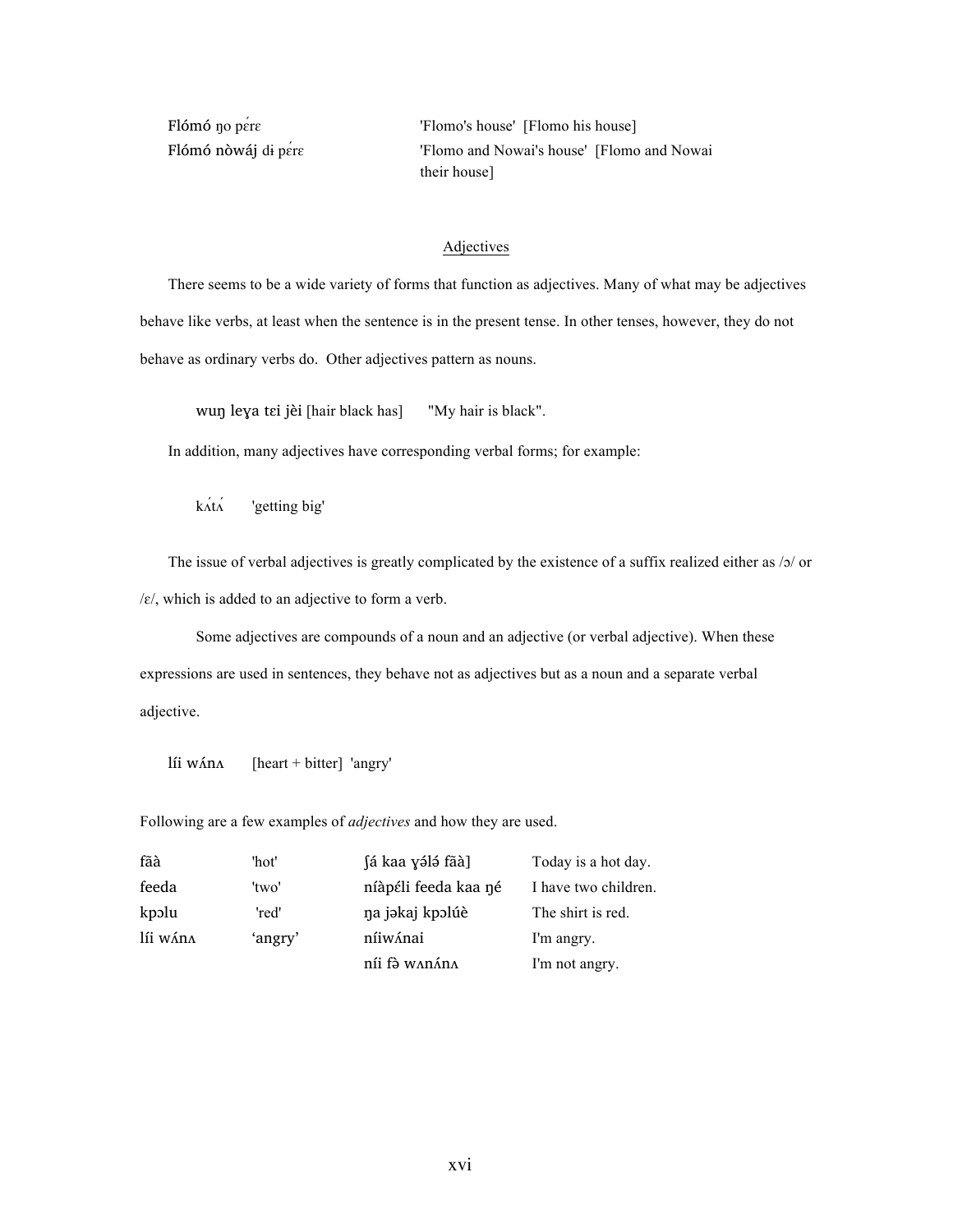| | |
|---|---|
| Flómó ŋo pɛ́rɛ | 'Flomo's house' [Flomo his house] |
| Flómó nòwáj dɨ pɛ́rɛ | 'Flomo and Nowai's house' [Flomo and Nowai their house] |

## Adjectives

There seems to be a wide variety of forms that function as adjectives. Many of what may be adjectives behave like verbs, at least when the sentence is in the present tense. In other tenses, however, they do not behave as ordinary verbs do. Other adjectives pattern as nouns.

wuŋ leɣa tɛi jèi [hair black has] "My hair is black".

In addition, many adjectives have corresponding verbal forms; for example:

kʌ́tʌ́ 'getting big'

The issue of verbal adjectives is greatly complicated by the existence of a suffix realized either as /ɔ/ or /ɛ/, which is added to an adjective to form a verb.

Some adjectives are compounds of a noun and an adjective (or verbal adjective). When these expressions are used in sentences, they behave not as adjectives but as a noun and a separate verbal adjective.

líi wʌ́nʌ [heart + bitter] 'angry'

Following are a few examples of *adjectives* and how they are used.

| | | | |
|---|---|---|---|
| fãà | 'hot' | [ʃá kaa ɣə́lə́ fãà] | Today is a hot day. |
| feeda | 'two' | níàpέli feeda kaa ŋé | I have two children. |
| kpɔlu | 'red' | ŋa jəkaj kpɔlúè | The shirt is red. |
| líi wʌ́nʌ | 'angry' | níiwʌ́nai | I'm angry. |
| | | níi fə̀ wʌnʌ́nʌ | I'm not angry. |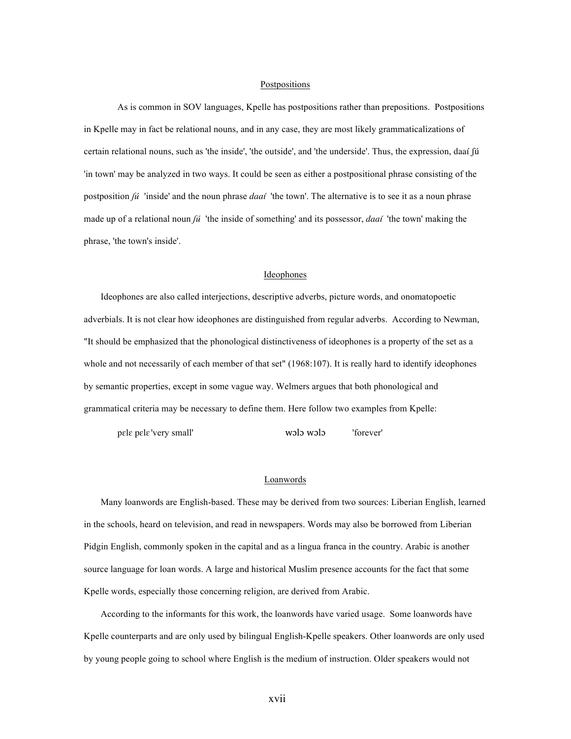## Postpositions

As is common in SOV languages, Kpelle has postpositions rather than prepositions. Postpositions in Kpelle may in fact be relational nouns, and in any case, they are most likely grammaticalizations of certain relational nouns, such as 'the inside', 'the outside', and 'the underside'. Thus, the expression, daaí ʃú 'in town' may be analyzed in two ways. It could be seen as either a postpositional phrase consisting of the postposition *ʃú* 'inside' and the noun phrase *daaí* 'the town'. The alternative is to see it as a noun phrase made up of a relational noun *ʃú* 'the inside of something' and its possessor, *daaí* 'the town' making the phrase, 'the town's inside'.

## Ideophones

Ideophones are also called interjections, descriptive adverbs, picture words, and onomatopoetic adverbials. It is not clear how ideophones are distinguished from regular adverbs. According to Newman, "It should be emphasized that the phonological distinctiveness of ideophones is a property of the set as a whole and not necessarily of each member of that set" (1968:107). It is really hard to identify ideophones by semantic properties, except in some vague way. Welmers argues that both phonological and grammatical criteria may be necessary to define them. Here follow two examples from Kpelle:

pɛlɛ pɛlɛ 'very small' wɔlɔ wɔlɔ 'forever'

## Loanwords

Many loanwords are English-based. These may be derived from two sources: Liberian English, learned in the schools, heard on television, and read in newspapers. Words may also be borrowed from Liberian Pidgin English, commonly spoken in the capital and as a lingua franca in the country. Arabic is another source language for loan words. A large and historical Muslim presence accounts for the fact that some Kpelle words, especially those concerning religion, are derived from Arabic.

According to the informants for this work, the loanwords have varied usage. Some loanwords have Kpelle counterparts and are only used by bilingual English-Kpelle speakers. Other loanwords are only used by young people going to school where English is the medium of instruction. Older speakers would not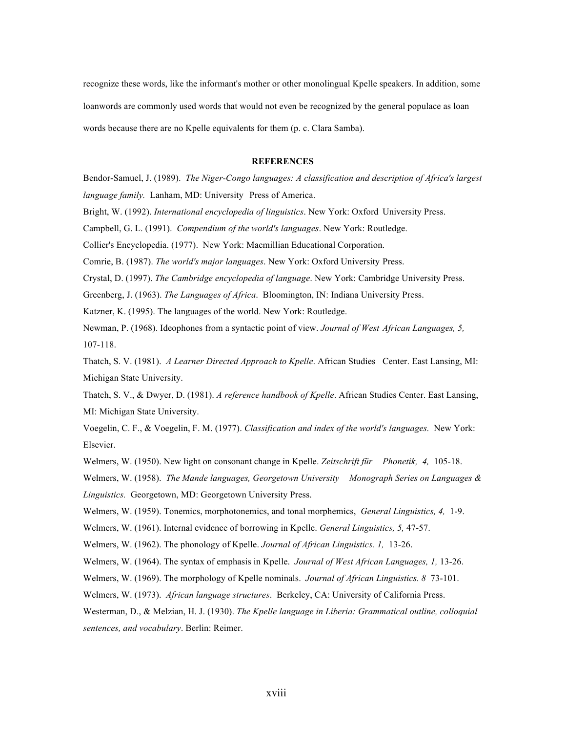recognize these words, like the informant's mother or other monolingual Kpelle speakers. In addition, some loanwords are commonly used words that would not even be recognized by the general populace as loan words because there are no Kpelle equivalents for them (p. c. Clara Samba).

## REFERENCES

Bendor-Samuel, J. (1989). *The Niger-Congo languages: A classification and description of Africa's largest language family.* Lanham, MD: University Press of America.

Bright, W. (1992). *International encyclopedia of linguistics*. New York: Oxford University Press.

Campbell, G. L. (1991). *Compendium of the world's languages*. New York: Routledge.

Collier's Encyclopedia. (1977). New York: Macmillian Educational Corporation.

Comrie, B. (1987). *The world's major languages*. New York: Oxford University Press.

Crystal, D. (1997). *The Cambridge encyclopedia of language*. New York: Cambridge University Press.

Greenberg, J. (1963). *The Languages of Africa*. Bloomington, IN: Indiana University Press.

Katzner, K. (1995). The languages of the world. New York: Routledge.

Newman, P. (1968). Ideophones from a syntactic point of view. *Journal of West African Languages, 5,* 107-118.

Thatch, S. V. (1981). *A Learner Directed Approach to Kpelle*. African Studies Center. East Lansing, MI: Michigan State University.

Thatch, S. V., & Dwyer, D. (1981). *A reference handbook of Kpelle*. African Studies Center. East Lansing, MI: Michigan State University.

Voegelin, C. F., & Voegelin, F. M. (1977). *Classification and index of the world's languages.* New York: Elsevier.

Welmers, W. (1950). New light on consonant change in Kpelle. *Zeitschrift für Phonetik, 4,* 105-18.

Welmers, W. (1958). *The Mande languages, Georgetown University Monograph Series on Languages & Linguistics.* Georgetown, MD: Georgetown University Press.

Welmers, W. (1959). Tonemics, morphotonemics, and tonal morphemics, *General Linguistics, 4,* 1-9.

Welmers, W. (1961). Internal evidence of borrowing in Kpelle. *General Linguistics, 5,* 47-57.

Welmers, W. (1962). The phonology of Kpelle. *Journal of African Linguistics. 1,* 13-26.

Welmers, W. (1964). The syntax of emphasis in Kpelle. *Journal of West African Languages, 1,* 13-26.

Welmers, W. (1969). The morphology of Kpelle nominals. *Journal of African Linguistics. 8* 73-101.

Welmers, W. (1973). *African language structures*. Berkeley, CA: University of California Press.

Westerman, D., & Melzian, H. J. (1930). *The Kpelle language in Liberia: Grammatical outline, colloquial sentences, and vocabulary*. Berlin: Reimer.